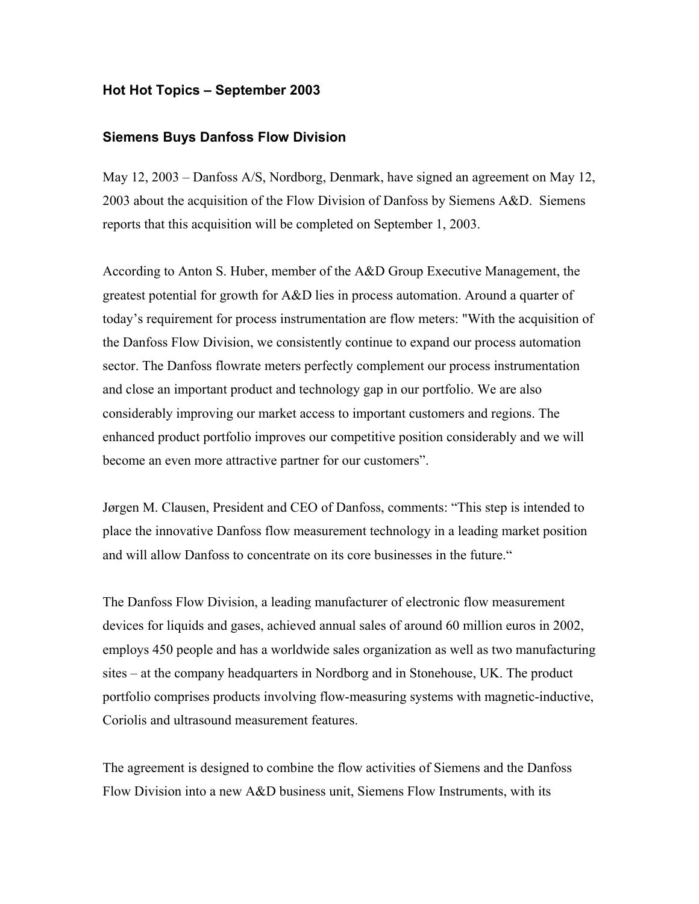## Hot Hot Topics – September 2003

### Siemens Buys Danfoss Flow Division

May 12, 2003 – Danfoss A/S, Nordborg, Denmark, have signed an agreement on May 12, 2003 about the acquisition of the Flow Division of Danfoss by Siemens A&D. Siemens reports that this acquisition will be completed on September 1, 2003.

According to Anton S. Huber, member of the A&D Group Executive Management, the greatest potential for growth for A&D lies in process automation. Around a quarter of today's requirement for process instrumentation are flow meters: "With the acquisition of the Danfoss Flow Division, we consistently continue to expand our process automation sector. The Danfoss flowrate meters perfectly complement our process instrumentation and close an important product and technology gap in our portfolio. We are also considerably improving our market access to important customers and regions. The enhanced product portfolio improves our competitive position considerably and we will become an even more attractive partner for our customers".

Jørgen M. Clausen, President and CEO of Danfoss, comments: "This step is intended to place the innovative Danfoss flow measurement technology in a leading market position and will allow Danfoss to concentrate on its core businesses in the future."

The Danfoss Flow Division, a leading manufacturer of electronic flow measurement devices for liquids and gases, achieved annual sales of around 60 million euros in 2002, employs 450 people and has a worldwide sales organization as well as two manufacturing sites – at the company headquarters in Nordborg and in Stonehouse, UK. The product portfolio comprises products involving flow-measuring systems with magnetic-inductive, Coriolis and ultrasound measurement features.

The agreement is designed to combine the flow activities of Siemens and the Danfoss Flow Division into a new A&D business unit, Siemens Flow Instruments, with its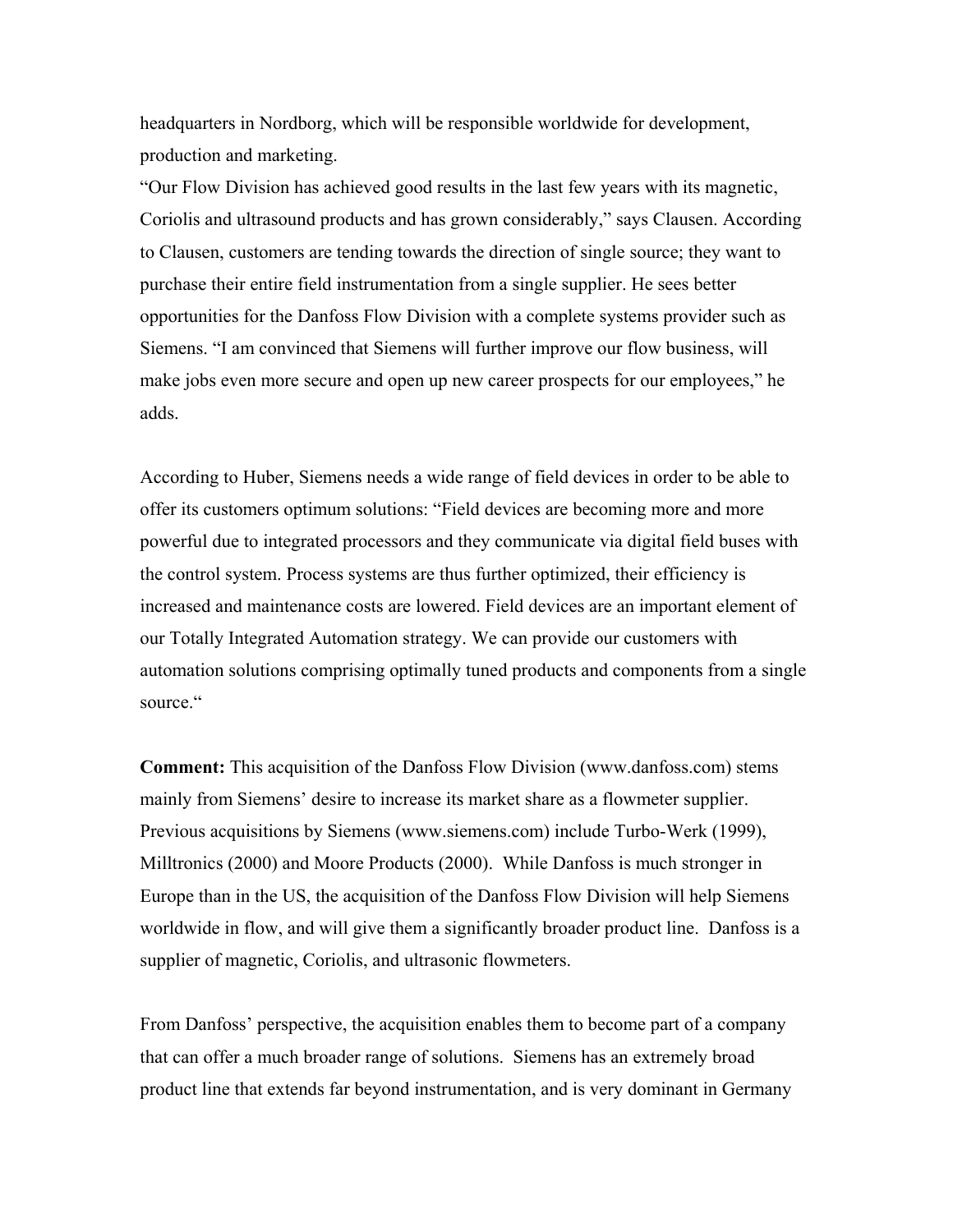headquarters in Nordborg, which will be responsible worldwide for development, production and marketing.

"Our Flow Division has achieved good results in the last few years with its magnetic, Coriolis and ultrasound products and has grown considerably," says Clausen. According to Clausen, customers are tending towards the direction of single source; they want to purchase their entire field instrumentation from a single supplier. He sees better opportunities for the Danfoss Flow Division with a complete systems provider such as Siemens. "I am convinced that Siemens will further improve our flow business, will make jobs even more secure and open up new career prospects for our employees," he adds.

According to Huber, Siemens needs a wide range of field devices in order to be able to offer its customers optimum solutions: "Field devices are becoming more and more powerful due to integrated processors and they communicate via digital field buses with the control system. Process systems are thus further optimized, their efficiency is increased and maintenance costs are lowered. Field devices are an important element of our Totally Integrated Automation strategy. We can provide our customers with automation solutions comprising optimally tuned products and components from a single source."

**Comment:** This acquisition of the Danfoss Flow Division (www.danfoss.com) stems mainly from Siemens' desire to increase its market share as a flowmeter supplier. Previous acquisitions by Siemens (www.siemens.com) include Turbo-Werk (1999), Milltronics (2000) and Moore Products (2000). While Danfoss is much stronger in Europe than in the US, the acquisition of the Danfoss Flow Division will help Siemens worldwide in flow, and will give them a significantly broader product line. Danfoss is a supplier of magnetic, Coriolis, and ultrasonic flowmeters.

From Danfoss' perspective, the acquisition enables them to become part of a company that can offer a much broader range of solutions. Siemens has an extremely broad product line that extends far beyond instrumentation, and is very dominant in Germany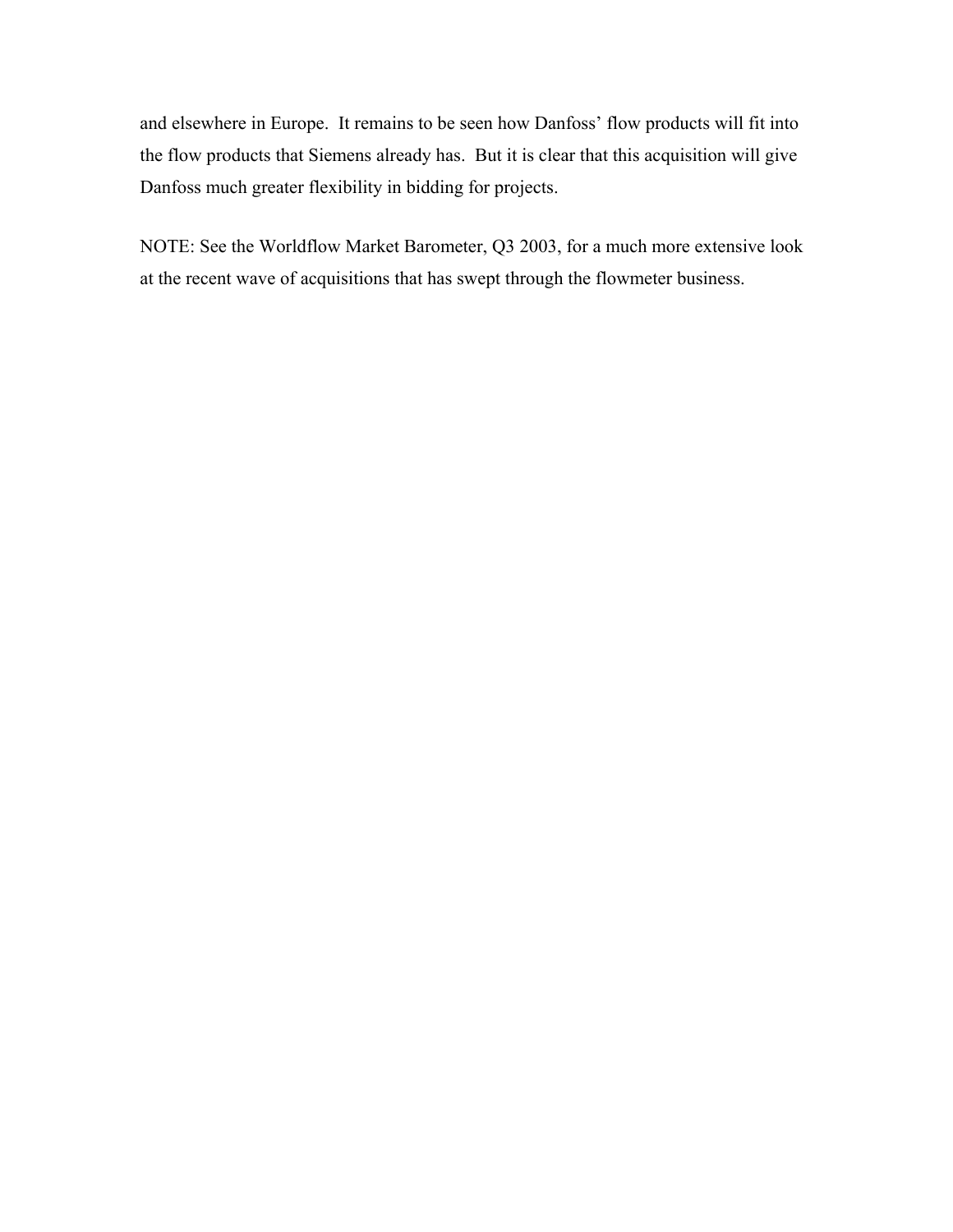and elsewhere in Europe. It remains to be seen how Danfoss' flow products will fit into the flow products that Siemens already has. But it is clear that this acquisition will give Danfoss much greater flexibility in bidding for projects.

NOTE: See the Worldflow Market Barometer, Q3 2003, for a much more extensive look at the recent wave of acquisitions that has swept through the flowmeter business.